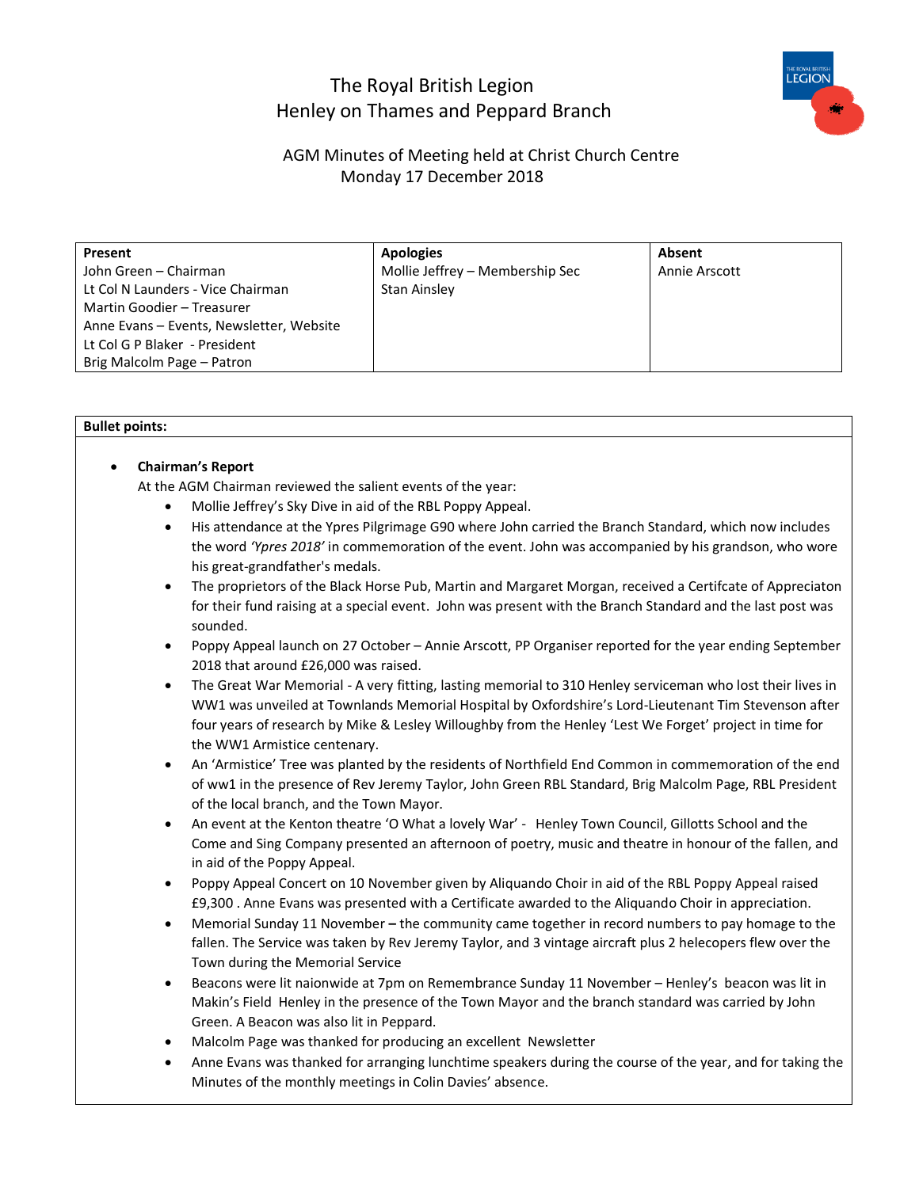# The Royal British Legion
# Henley on Thames and Peppard Branch

## AGM Minutes of Meeting held at Christ Church Centre
## Monday 17 December 2018

| Present | Apologies | Absent |
|---|---|---|
| John Green – Chairman | Mollie Jeffrey – Membership Sec | Annie Arscott |
| Lt Col N Launders - Vice Chairman | Stan Ainsley | |
| Martin Goodier – Treasurer | | |
| Anne Evans – Events, Newsletter, Website | | |
| Lt Col G P Blaker - President | | |
| Brig Malcolm Page – Patron | | |

**Bullet points:**

- **Chairman's Report**

  At the AGM Chairman reviewed the salient events of the year:
  - Mollie Jeffrey's Sky Dive in aid of the RBL Poppy Appeal.
  - His attendance at the Ypres Pilgrimage G90 where John carried the Branch Standard, which now includes the word *'Ypres 2018'* in commemoration of the event. John was accompanied by his grandson, who wore his great-grandfather's medals.
  - The proprietors of the Black Horse Pub, Martin and Margaret Morgan, received a Certifcate of Appreciaton for their fund raising at a special event. John was present with the Branch Standard and the last post was sounded.
  - Poppy Appeal launch on 27 October – Annie Arscott, PP Organiser reported for the year ending September 2018 that around £26,000 was raised.
  - The Great War Memorial - A very fitting, lasting memorial to 310 Henley serviceman who lost their lives in WW1 was unveiled at Townlands Memorial Hospital by Oxfordshire's Lord-Lieutenant Tim Stevenson after four years of research by Mike & Lesley Willoughby from the Henley 'Lest We Forget' project in time for the WW1 Armistice centenary.
  - An 'Armistice' Tree was planted by the residents of Northfield End Common in commemoration of the end of ww1 in the presence of Rev Jeremy Taylor, John Green RBL Standard, Brig Malcolm Page, RBL President of the local branch, and the Town Mayor.
  - An event at the Kenton theatre 'O What a lovely War' - Henley Town Council, Gillotts School and the Come and Sing Company presented an afternoon of poetry, music and theatre in honour of the fallen, and in aid of the Poppy Appeal.
  - Poppy Appeal Concert on 10 November given by Aliquando Choir in aid of the RBL Poppy Appeal raised £9,300 . Anne Evans was presented with a Certificate awarded to the Aliquando Choir in appreciation.
  - Memorial Sunday 11 November **–** the community came together in record numbers to pay homage to the fallen. The Service was taken by Rev Jeremy Taylor, and 3 vintage aircraft plus 2 helecopers flew over the Town during the Memorial Service
  - Beacons were lit naionwide at 7pm on Remembrance Sunday 11 November – Henley's beacon was lit in Makin's Field Henley in the presence of the Town Mayor and the branch standard was carried by John Green. A Beacon was also lit in Peppard.
  - Malcolm Page was thanked for producing an excellent Newsletter
  - Anne Evans was thanked for arranging lunchtime speakers during the course of the year, and for taking the Minutes of the monthly meetings in Colin Davies' absence.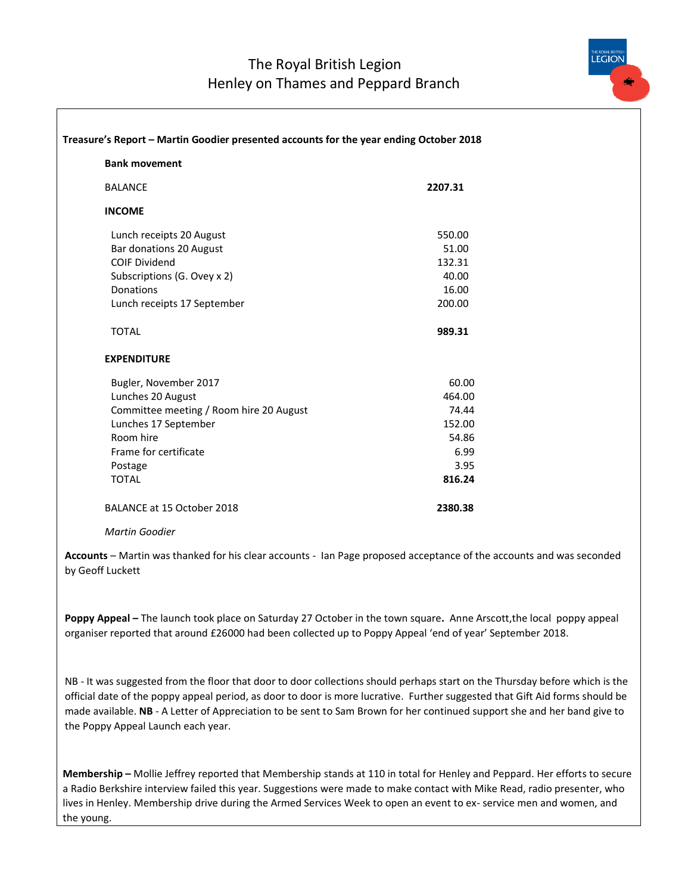# The Royal British Legion
## Henley on Thames and Peppard Branch

**Treasure's Report – Martin Goodier presented accounts for the year ending October 2018**

**Bank movement**

| | |
|---|---|
| BALANCE | **2207.31** |
| **INCOME** | |
| Lunch receipts 20 August | 550.00 |
| Bar donations 20 August | 51.00 |
| COIF Dividend | 132.31 |
| Subscriptions (G. Ovey x 2) | 40.00 |
| Donations | 16.00 |
| Lunch receipts 17 September | 200.00 |
| TOTAL | **989.31** |
| **EXPENDITURE** | |
| Bugler, November 2017 | 60.00 |
| Lunches 20 August | 464.00 |
| Committee meeting / Room hire 20 August | 74.44 |
| Lunches 17 September | 152.00 |
| Room hire | 54.86 |
| Frame for certificate | 6.99 |
| Postage | 3.95 |
| TOTAL | **816.24** |
| BALANCE at 15 October 2018 | **2380.38** |

*Martin Goodier*

**Accounts** – Martin was thanked for his clear accounts - Ian Page proposed acceptance of the accounts and was seconded by Geoff Luckett

**Poppy Appeal –** The launch took place on Saturday 27 October in the town square**.** Anne Arscott,the local poppy appeal organiser reported that around £26000 had been collected up to Poppy Appeal 'end of year' September 2018.

NB - It was suggested from the floor that door to door collections should perhaps start on the Thursday before which is the official date of the poppy appeal period, as door to door is more lucrative. Further suggested that Gift Aid forms should be made available. **NB** - A Letter of Appreciation to be sent to Sam Brown for her continued support she and her band give to the Poppy Appeal Launch each year.

**Membership –** Mollie Jeffrey reported that Membership stands at 110 in total for Henley and Peppard. Her efforts to secure a Radio Berkshire interview failed this year. Suggestions were made to make contact with Mike Read, radio presenter, who lives in Henley. Membership drive during the Armed Services Week to open an event to ex- service men and women, and the young.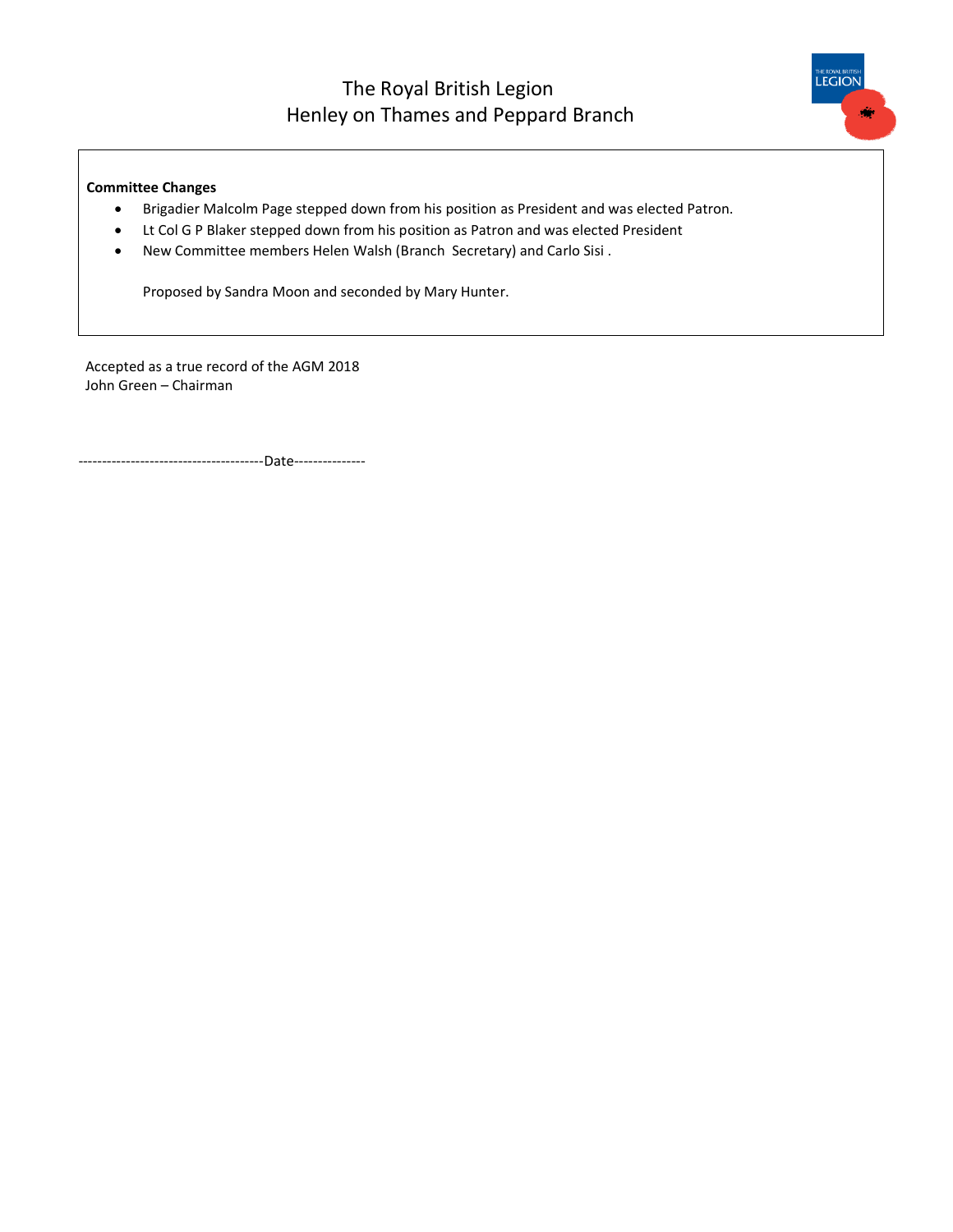**Committee Changes**

- Brigadier Malcolm Page stepped down from his position as President and was elected Patron.
- Lt Col G P Blaker stepped down from his position as Patron and was elected President
- New Committee members Helen Walsh (Branch Secretary) and Carlo Sisi .

Proposed by Sandra Moon and seconded by Mary Hunter.

Accepted as a true record of the AGM 2018
John Green – Chairman

--------------------------------------Date---------------